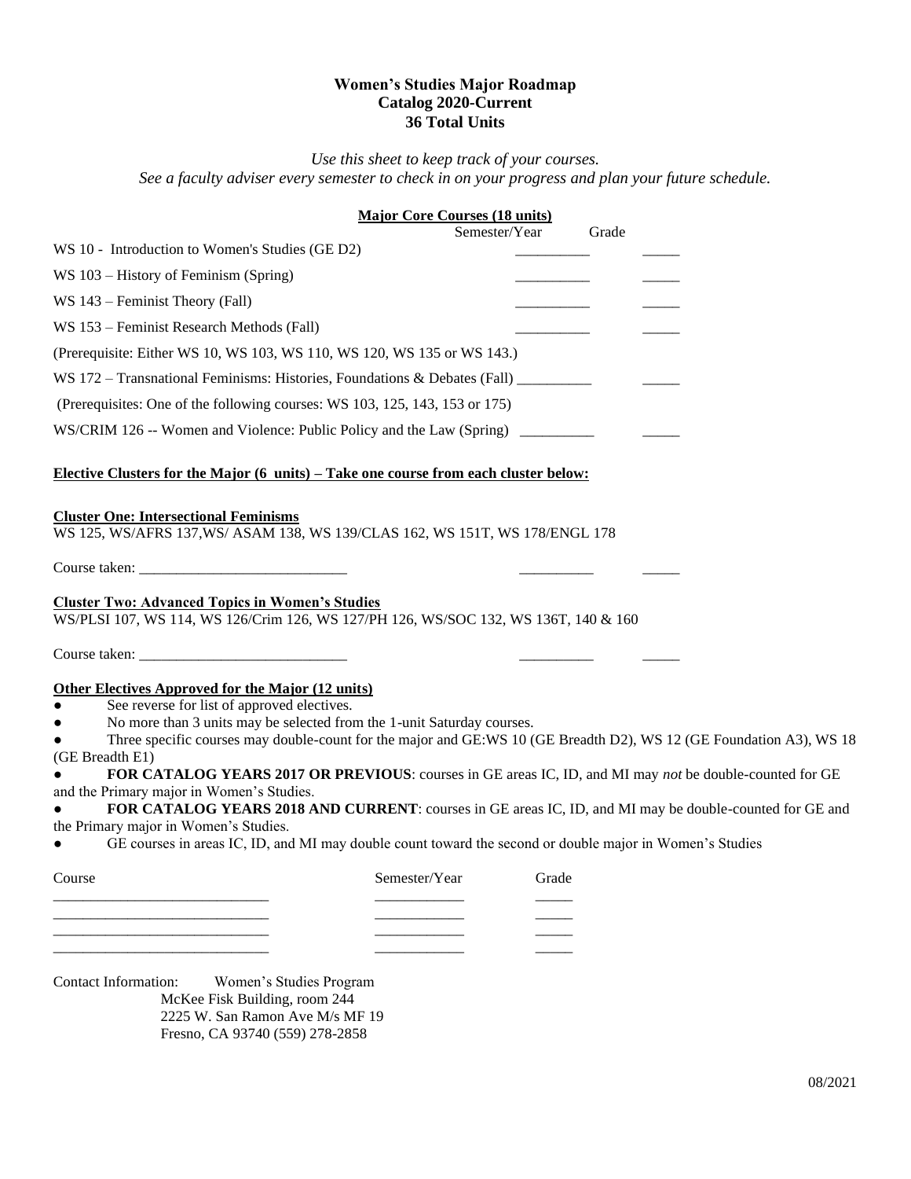# Women's Studies Major Roadmap
## Catalog 2020-Current
## 36 Total Units

*Use this sheet to keep track of your courses.*
*See a faculty adviser every semester to check in on your progress and plan your future schedule.*

### Major Core Courses (18 units)

| Course | Semester/Year | Grade |
|---|---|---|
| WS 10 - Introduction to Women's Studies (GE D2) | __________ | _____ |
| WS 103 – History of Feminism (Spring) | __________ | _____ |
| WS 143 – Feminist Theory (Fall) | __________ | _____ |
| WS 153 – Feminist Research Methods (Fall) | __________ | _____ |
| (Prerequisite: Either WS 10, WS 103, WS 110, WS 120, WS 135 or WS 143.) | | |
| WS 172 – Transnational Feminisms: Histories, Foundations & Debates (Fall) | __________ | _____ |
| (Prerequisites: One of the following courses: WS 103, 125, 143, 153 or 175) | | |
| WS/CRIM 126 -- Women and Violence: Public Policy and the Law (Spring) | __________ | _____ |

### Elective Clusters for the Major (6 units) – Take one course from each cluster below:

**Cluster One: Intersectional Feminisms**
WS 125, WS/AFRS 137,WS/ ASAM 138, WS 139/CLAS 162, WS 151T, WS 178/ENGL 178

Course taken: ____________________________ __________ _____

**Cluster Two: Advanced Topics in Women's Studies**
WS/PLSI 107, WS 114, WS 126/Crim 126, WS 127/PH 126, WS/SOC 132, WS 136T, 140 & 160

Course taken: ____________________________ __________ _____

### Other Electives Approved for the Major (12 units)

- See reverse for list of approved electives.
- No more than 3 units may be selected from the 1-unit Saturday courses.
- Three specific courses may double-count for the major and GE:WS 10 (GE Breadth D2), WS 12 (GE Foundation A3), WS 18 (GE Breadth E1)
- **FOR CATALOG YEARS 2017 OR PREVIOUS**: courses in GE areas IC, ID, and MI may *not* be double-counted for GE and the Primary major in Women's Studies.
- **FOR CATALOG YEARS 2018 AND CURRENT**: courses in GE areas IC, ID, and MI may be double-counted for GE and the Primary major in Women's Studies.
- GE courses in areas IC, ID, and MI may double count toward the second or double major in Women's Studies

| Course | Semester/Year | Grade |
|---|---|---|
| ____________________________ | ___________ | _____ |
| ____________________________ | ___________ | _____ |
| ____________________________ | ___________ | _____ |
| ____________________________ | ___________ | _____ |

Contact Information: Women's Studies Program
McKee Fisk Building, room 244
2225 W. San Ramon Ave M/s MF 19
Fresno, CA 93740 (559) 278-2858

08/2021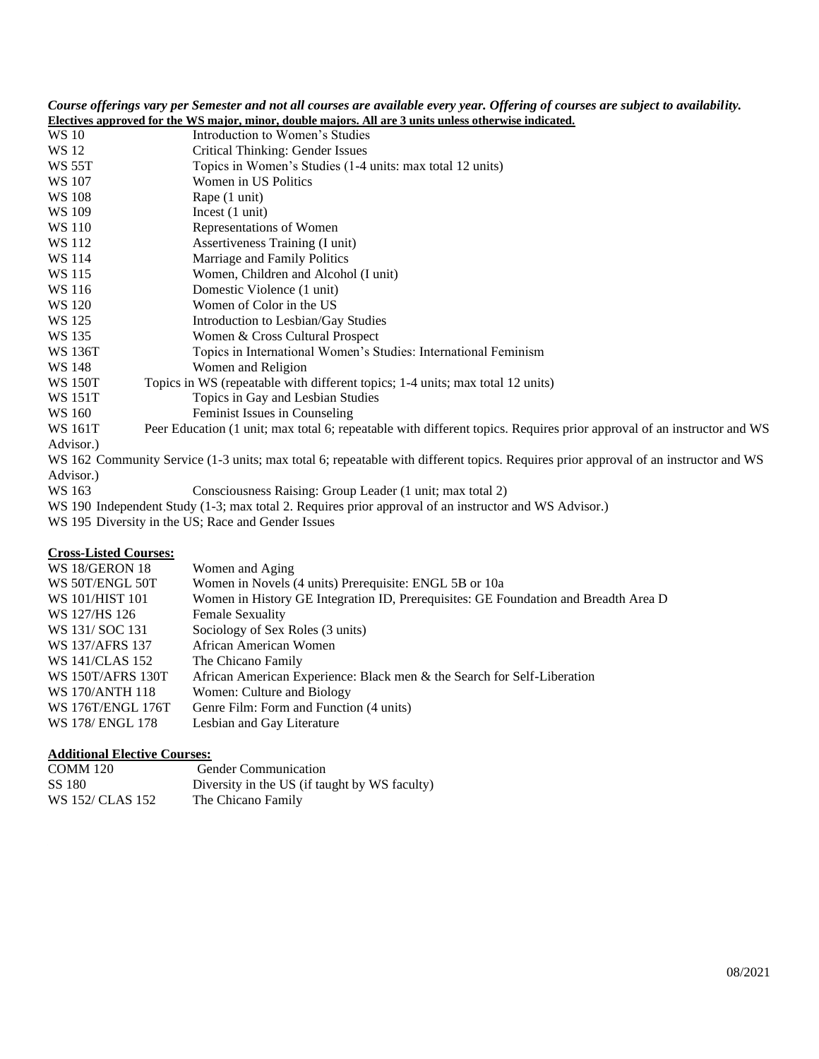***Course offerings vary per Semester and not all courses are available every year. Offering of courses are subject to availability.***

**Electives approved for the WS major, minor, double majors. All are 3 units unless otherwise indicated.**

| | |
|---|---|
| WS 10 | Introduction to Women's Studies |
| WS 12 | Critical Thinking: Gender Issues |
| WS 55T | Topics in Women's Studies (1-4 units: max total 12 units) |
| WS 107 | Women in US Politics |
| WS 108 | Rape (1 unit) |
| WS 109 | Incest (1 unit) |
| WS 110 | Representations of Women |
| WS 112 | Assertiveness Training (I unit) |
| WS 114 | Marriage and Family Politics |
| WS 115 | Women, Children and Alcohol (I unit) |
| WS 116 | Domestic Violence (1 unit) |
| WS 120 | Women of Color in the US |
| WS 125 | Introduction to Lesbian/Gay Studies |
| WS 135 | Women & Cross Cultural Prospect |
| WS 136T | Topics in International Women's Studies: International Feminism |
| WS 148 | Women and Religion |
| WS 150T | Topics in WS (repeatable with different topics; 1-4 units; max total 12 units) |
| WS 151T | Topics in Gay and Lesbian Studies |
| WS 160 | Feminist Issues in Counseling |
| WS 161T | Peer Education (1 unit; max total 6; repeatable with different topics. Requires prior approval of an instructor and WS Advisor.) |

WS 162 Community Service (1-3 units; max total 6; repeatable with different topics. Requires prior approval of an instructor and WS Advisor.)

WS 163 Consciousness Raising: Group Leader (1 unit; max total 2)

WS 190 Independent Study (1-3; max total 2. Requires prior approval of an instructor and WS Advisor.)

WS 195 Diversity in the US; Race and Gender Issues

**Cross-Listed Courses:**

| | |
|---|---|
| WS 18/GERON 18 | Women and Aging |
| WS 50T/ENGL 50T | Women in Novels (4 units) Prerequisite: ENGL 5B or 10a |
| WS 101/HIST 101 | Women in History GE Integration ID, Prerequisites: GE Foundation and Breadth Area D |
| WS 127/HS 126 | Female Sexuality |
| WS 131/ SOC 131 | Sociology of Sex Roles (3 units) |
| WS 137/AFRS 137 | African American Women |
| WS 141/CLAS 152 | The Chicano Family |
| WS 150T/AFRS 130T | African American Experience: Black men & the Search for Self-Liberation |
| WS 170/ANTH 118 | Women: Culture and Biology |
| WS 176T/ENGL 176T | Genre Film: Form and Function (4 units) |
| WS 178/ ENGL 178 | Lesbian and Gay Literature |

**Additional Elective Courses:**

| | |
|---|---|
| COMM 120 | Gender Communication |
| SS 180 | Diversity in the US (if taught by WS faculty) |
| WS 152/ CLAS 152 | The Chicano Family |

08/2021